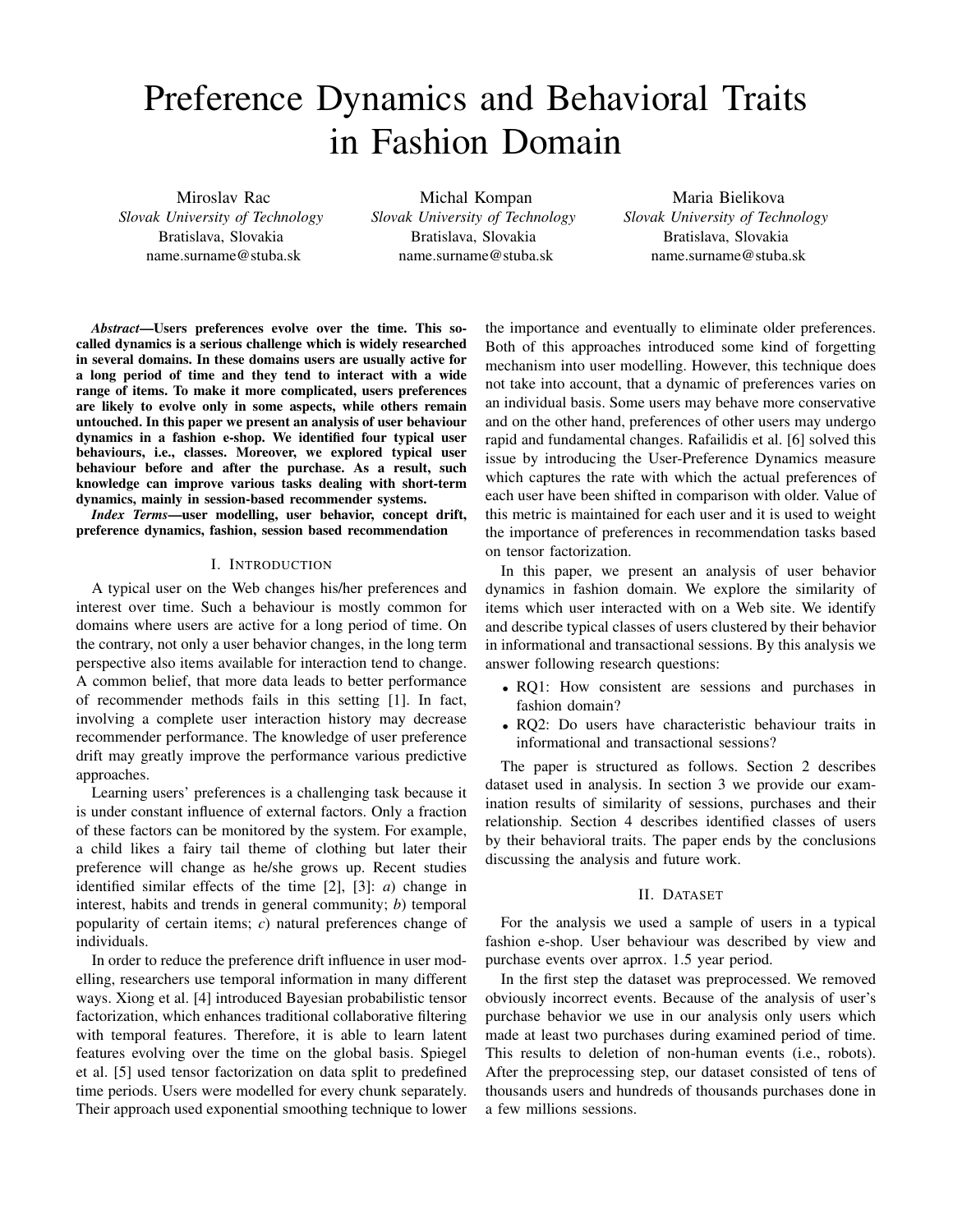# Preference Dynamics and Behavioral Traits in Fashion Domain

Miroslav Rac
*Slovak University of Technology*
Bratislava, Slovakia
name.surname@stuba.sk

Michal Kompan
*Slovak University of Technology*
Bratislava, Slovakia
name.surname@stuba.sk

Maria Bielikova
*Slovak University of Technology*
Bratislava, Slovakia
name.surname@stuba.sk

***Abstract*—Users preferences evolve over the time. This so-called dynamics is a serious challenge which is widely researched in several domains. In these domains users are usually active for a long period of time and they tend to interact with a wide range of items. To make it more complicated, users preferences are likely to evolve only in some aspects, while others remain untouched. In this paper we present an analysis of user behaviour dynamics in a fashion e-shop. We identified four typical user behaviours, i.e., classes. Moreover, we explored typical user behaviour before and after the purchase. As a result, such knowledge can improve various tasks dealing with short-term dynamics, mainly in session-based recommender systems.**

***Index Terms*—user modelling, user behavior, concept drift, preference dynamics, fashion, session based recommendation**

## I. Introduction

A typical user on the Web changes his/her preferences and interest over time. Such a behaviour is mostly common for domains where users are active for a long period of time. On the contrary, not only a user behavior changes, in the long term perspective also items available for interaction tend to change. A common belief, that more data leads to better performance of recommender methods fails in this setting [1]. In fact, involving a complete user interaction history may decrease recommender performance. The knowledge of user preference drift may greatly improve the performance various predictive approaches.

Learning users' preferences is a challenging task because it is under constant influence of external factors. Only a fraction of these factors can be monitored by the system. For example, a child likes a fairy tail theme of clothing but later their preference will change as he/she grows up. Recent studies identified similar effects of the time [2], [3]: *a*) change in interest, habits and trends in general community; *b*) temporal popularity of certain items; *c*) natural preferences change of individuals.

In order to reduce the preference drift influence in user modelling, researchers use temporal information in many different ways. Xiong et al. [4] introduced Bayesian probabilistic tensor factorization, which enhances traditional collaborative filtering with temporal features. Therefore, it is able to learn latent features evolving over the time on the global basis. Spiegel et al. [5] used tensor factorization on data split to predefined time periods. Users were modelled for every chunk separately. Their approach used exponential smoothing technique to lower the importance and eventually to eliminate older preferences. Both of this approaches introduced some kind of forgetting mechanism into user modelling. However, this technique does not take into account, that a dynamic of preferences varies on an individual basis. Some users may behave more conservative and on the other hand, preferences of other users may undergo rapid and fundamental changes. Rafailidis et al. [6] solved this issue by introducing the User-Preference Dynamics measure which captures the rate with which the actual preferences of each user have been shifted in comparison with older. Value of this metric is maintained for each user and it is used to weight the importance of preferences in recommendation tasks based on tensor factorization.

In this paper, we present an analysis of user behavior dynamics in fashion domain. We explore the similarity of items which user interacted with on a Web site. We identify and describe typical classes of users clustered by their behavior in informational and transactional sessions. By this analysis we answer following research questions:

- RQ1: How consistent are sessions and purchases in fashion domain?
- RQ2: Do users have characteristic behaviour traits in informational and transactional sessions?

The paper is structured as follows. Section 2 describes dataset used in analysis. In section 3 we provide our examination results of similarity of sessions, purchases and their relationship. Section 4 describes identified classes of users by their behavioral traits. The paper ends by the conclusions discussing the analysis and future work.

## II. Dataset

For the analysis we used a sample of users in a typical fashion e-shop. User behaviour was described by view and purchase events over aprrox. 1.5 year period.

In the first step the dataset was preprocessed. We removed obviously incorrect events. Because of the analysis of user's purchase behavior we use in our analysis only users which made at least two purchases during examined period of time. This results to deletion of non-human events (i.e., robots). After the preprocessing step, our dataset consisted of tens of thousands users and hundreds of thousands purchases done in a few millions sessions.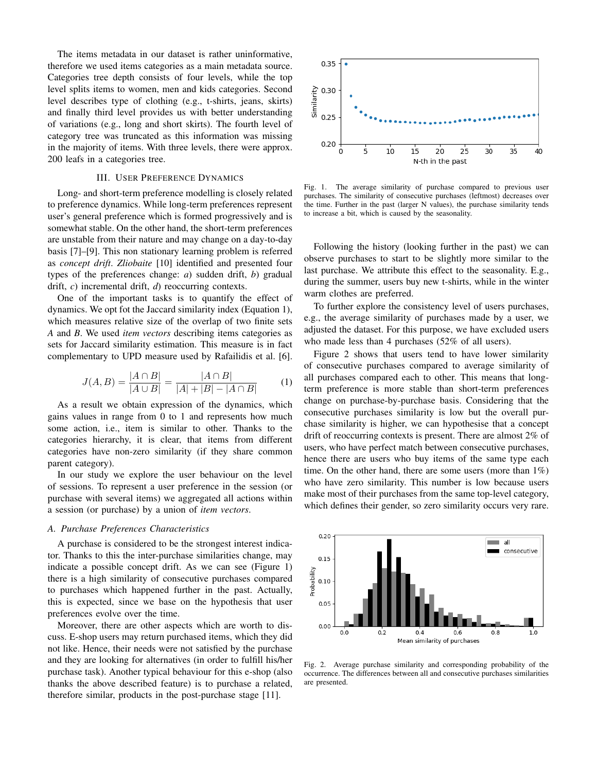The items metadata in our dataset is rather uninformative, therefore we used items categories as a main metadata source. Categories tree depth consists of four levels, while the top level splits items to women, men and kids categories. Second level describes type of clothing (e.g., t-shirts, jeans, skirts) and finally third level provides us with better understanding of variations (e.g., long and short skirts). The fourth level of category tree was truncated as this information was missing in the majority of items. With three levels, there were approx. 200 leafs in a categories tree.

## III. User Preference Dynamics

Long- and short-term preference modelling is closely related to preference dynamics. While long-term preferences represent user's general preference which is formed progressively and is somewhat stable. On the other hand, the short-term preferences are unstable from their nature and may change on a day-to-day basis [7]–[9]. This non stationary learning problem is referred as *concept drift*. *Zliobaite* [10] identified and presented four types of the preferences change: *a*) sudden drift, *b*) gradual drift, *c*) incremental drift, *d*) reoccurring contexts.

One of the important tasks is to quantify the effect of dynamics. We opt fot the Jaccard similarity index (Equation 1), which measures relative size of the overlap of two finite sets *A* and *B*. We used *item vectors* describing items categories as sets for Jaccard similarity estimation. This measure is in fact complementary to UPD measure used by Rafailidis et al. [6].

$$J(A,B) = \frac{|A \cap B|}{|A \cup B|} = \frac{|A \cap B|}{|A| + |B| - |A \cap B|} \tag{1}$$

As a result we obtain expression of the dynamics, which gains values in range from 0 to 1 and represents how much some action, i.e., item is similar to other. Thanks to the categories hierarchy, it is clear, that items from different categories have non-zero similarity (if they share common parent category).

In our study we explore the user behaviour on the level of sessions. To represent a user preference in the session (or purchase with several items) we aggregated all actions within a session (or purchase) by a union of *item vectors*.

### A. Purchase Preferences Characteristics

A purchase is considered to be the strongest interest indicator. Thanks to this the inter-purchase similarities change, may indicate a possible concept drift. As we can see (Figure 1) there is a high similarity of consecutive purchases compared to purchases which happened further in the past. Actually, this is expected, since we base on the hypothesis that user preferences evolve over the time.

Moreover, there are other aspects which are worth to discuss. E-shop users may return purchased items, which they did not like. Hence, their needs were not satisfied by the purchase and they are looking for alternatives (in order to fulfill his/her purchase task). Another typical behaviour for this e-shop (also thanks the above described feature) is to purchase a related, therefore similar, products in the post-purchase stage [11].

Fig. 1. The average similarity of purchase compared to previous user purchases. The similarity of consecutive purchases (leftmost) decreases over the time. Further in the past (larger N values), the purchase similarity tends to increase a bit, which is caused by the seasonality.

Following the history (looking further in the past) we can observe purchases to start to be slightly more similar to the last purchase. We attribute this effect to the seasonality. E.g., during the summer, users buy new t-shirts, while in the winter warm clothes are preferred.

To further explore the consistency level of users purchases, e.g., the average similarity of purchases made by a user, we adjusted the dataset. For this purpose, we have excluded users who made less than 4 purchases (52% of all users).

Figure 2 shows that users tend to have lower similarity of consecutive purchases compared to average similarity of all purchases compared each to other. This means that long-term preference is more stable than short-term preferences change on purchase-by-purchase basis. Considering that the consecutive purchases similarity is low but the overall purchase similarity is higher, we can hypothesise that a concept drift of reoccurring contexts is present. There are almost 2% of users, who have perfect match between consecutive purchases, hence there are users who buy items of the same type each time. On the other hand, there are some users (more than 1%) who have zero similarity. This number is low because users make most of their purchases from the same top-level category, which defines their gender, so zero similarity occurs very rare.

Fig. 2. Average purchase similarity and corresponding probability of the occurrence. The differences between all and consecutive purchases similarities are presented.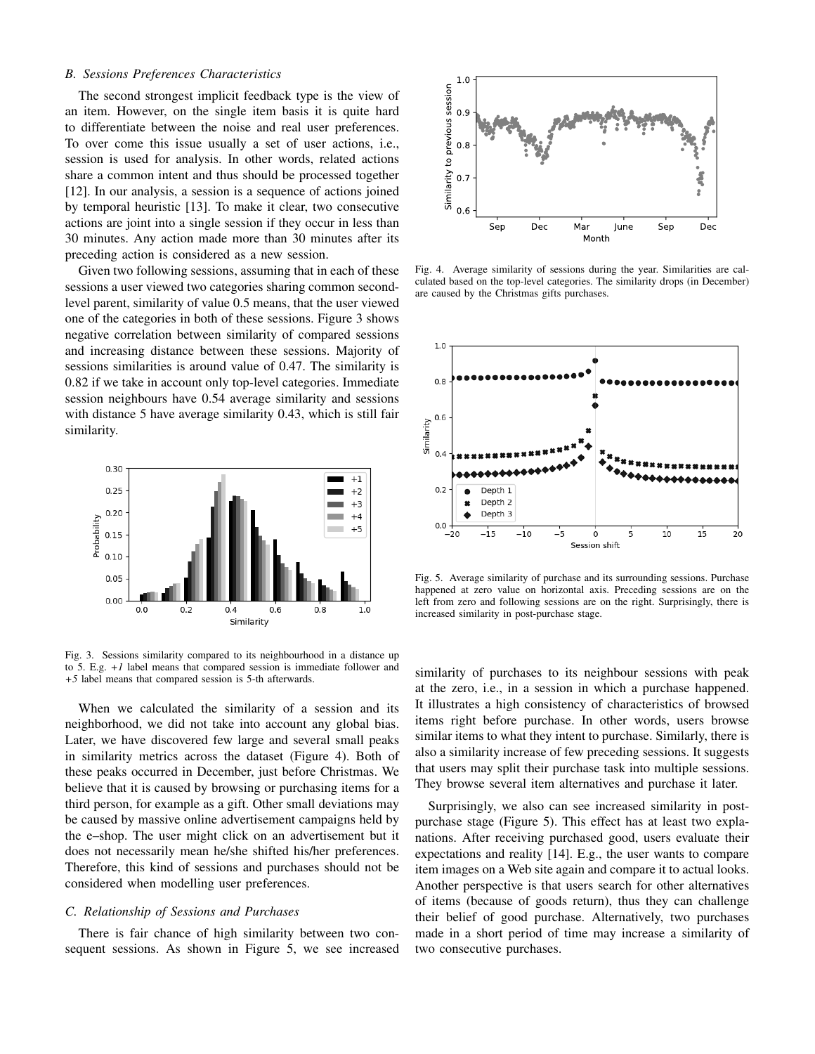### B. Sessions Preferences Characteristics

The second strongest implicit feedback type is the view of an item. However, on the single item basis it is quite hard to differentiate between the noise and real user preferences. To over come this issue usually a set of user actions, i.e., session is used for analysis. In other words, related actions share a common intent and thus should be processed together [12]. In our analysis, a session is a sequence of actions joined by temporal heuristic [13]. To make it clear, two consecutive actions are joint into a single session if they occur in less than 30 minutes. Any action made more than 30 minutes after its preceding action is considered as a new session.

Given two following sessions, assuming that in each of these sessions a user viewed two categories sharing common second-level parent, similarity of value 0.5 means, that the user viewed one of the categories in both of these sessions. Figure 3 shows negative correlation between similarity of compared sessions and increasing distance between these sessions. Majority of sessions similarities is around value of 0.47. The similarity is 0.82 if we take in account only top-level categories. Immediate session neighbours have 0.54 average similarity and sessions with distance 5 have average similarity 0.43, which is still fair similarity.

Fig. 3. Sessions similarity compared to its neighbourhood in a distance up to 5. E.g. *+1* label means that compared session is immediate follower and *+5* label means that compared session is 5-th afterwards.

When we calculated the similarity of a session and its neighborhood, we did not take into account any global bias. Later, we have discovered few large and several small peaks in similarity metrics across the dataset (Figure 4). Both of these peaks occurred in December, just before Christmas. We believe that it is caused by browsing or purchasing items for a third person, for example as a gift. Other small deviations may be caused by massive online advertisement campaigns held by the e–shop. The user might click on an advertisement but it does not necessarily mean he/she shifted his/her preferences. Therefore, this kind of sessions and purchases should not be considered when modelling user preferences.

### C. Relationship of Sessions and Purchases

There is fair chance of high similarity between two consequent sessions. As shown in Figure 5, we see increased similarity of purchases to its neighbour sessions with peak at the zero, i.e., in a session in which a purchase happened. It illustrates a high consistency of characteristics of browsed items right before purchase. In other words, users browse similar items to what they intent to purchase. Similarly, there is also a similarity increase of few preceding sessions. It suggests that users may split their purchase task into multiple sessions. They browse several item alternatives and purchase it later.

Surprisingly, we also can see increased similarity in post-purchase stage (Figure 5). This effect has at least two explanations. After receiving purchased good, users evaluate their expectations and reality [14]. E.g., the user wants to compare item images on a Web site again and compare it to actual looks. Another perspective is that users search for other alternatives of items (because of goods return), thus they can challenge their belief of good purchase. Alternatively, two purchases made in a short period of time may increase a similarity of two consecutive purchases.

Fig. 4. Average similarity of sessions during the year. Similarities are calculated based on the top-level categories. The similarity drops (in December) are caused by the Christmas gifts purchases.

Fig. 5. Average similarity of purchase and its surrounding sessions. Purchase happened at zero value on horizontal axis. Preceding sessions are on the left from zero and following sessions are on the right. Surprisingly, there is increased similarity in post-purchase stage.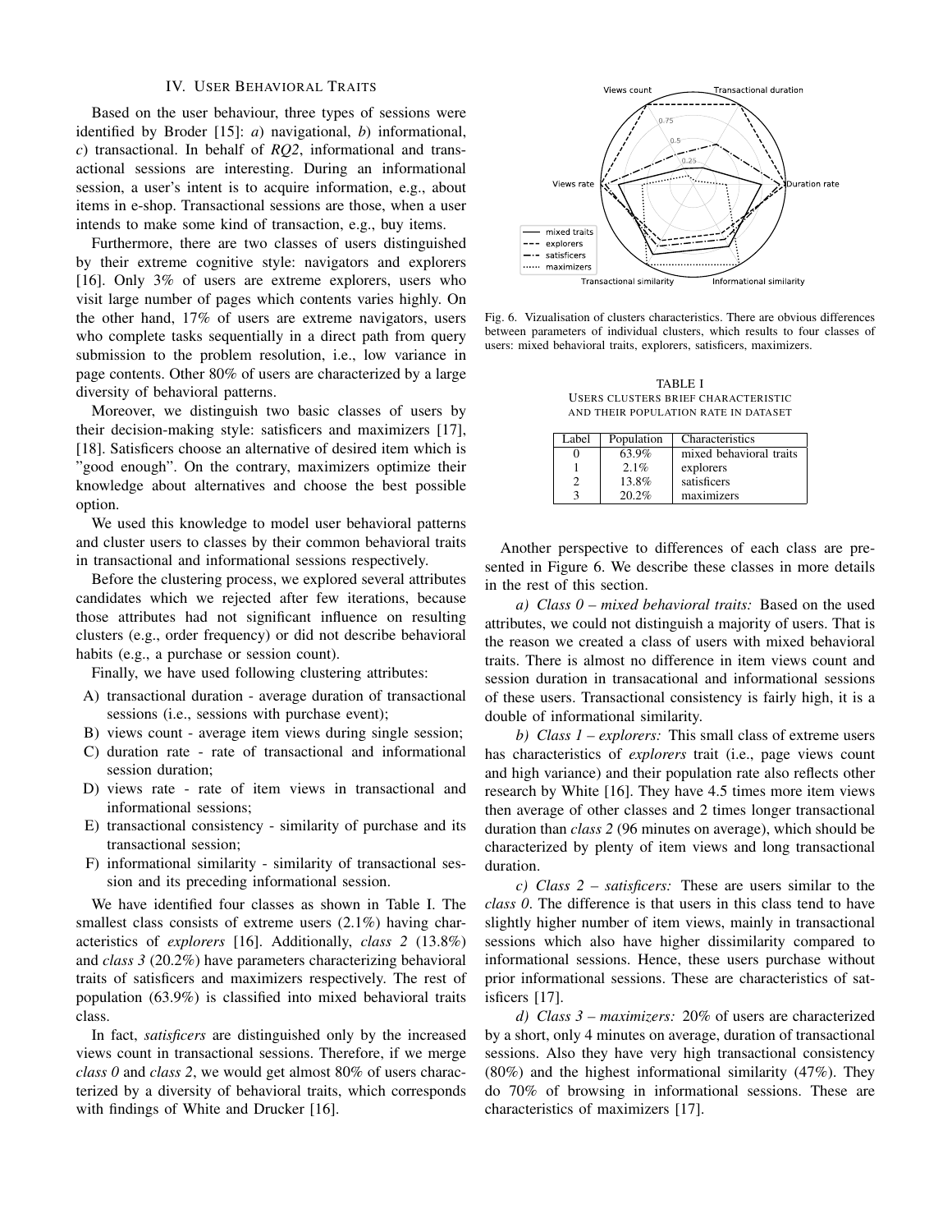## IV. User Behavioral Traits

Based on the user behaviour, three types of sessions were identified by Broder [15]: *a*) navigational, *b*) informational, *c*) transactional. In behalf of *RQ2*, informational and transactional sessions are interesting. During an informational session, a user's intent is to acquire information, e.g., about items in e-shop. Transactional sessions are those, when a user intends to make some kind of transaction, e.g., buy items.

Furthermore, there are two classes of users distinguished by their extreme cognitive style: navigators and explorers [16]. Only 3% of users are extreme explorers, users who visit large number of pages which contents varies highly. On the other hand, 17% of users are extreme navigators, users who complete tasks sequentially in a direct path from query submission to the problem resolution, i.e., low variance in page contents. Other 80% of users are characterized by a large diversity of behavioral patterns.

Moreover, we distinguish two basic classes of users by their decision-making style: satisficers and maximizers [17], [18]. Satisficers choose an alternative of desired item which is "good enough". On the contrary, maximizers optimize their knowledge about alternatives and choose the best possible option.

We used this knowledge to model user behavioral patterns and cluster users to classes by their common behavioral traits in transactional and informational sessions respectively.

Before the clustering process, we explored several attributes candidates which we rejected after few iterations, because those attributes had not significant influence on resulting clusters (e.g., order frequency) or did not describe behavioral habits (e.g., a purchase or session count).

Finally, we have used following clustering attributes:

A) transactional duration - average duration of transactional sessions (i.e., sessions with purchase event);
B) views count - average item views during single session;
C) duration rate - rate of transactional and informational session duration;
D) views rate - rate of item views in transactional and informational sessions;
E) transactional consistency - similarity of purchase and its transactional session;
F) informational similarity - similarity of transactional session and its preceding informational session.

We have identified four classes as shown in Table I. The smallest class consists of extreme users (2.1%) having characteristics of *explorers* [16]. Additionally, *class 2* (13.8%) and *class 3* (20.2%) have parameters characterizing behavioral traits of satisficers and maximizers respectively. The rest of population (63.9%) is classified into mixed behavioral traits class.

In fact, *satisficers* are distinguished only by the increased views count in transactional sessions. Therefore, if we merge *class 0* and *class 2*, we would get almost 80% of users characterized by a diversity of behavioral traits, which corresponds with findings of White and Drucker [16].

Fig. 6. Vizualisation of clusters characteristics. There are obvious differences between parameters of individual clusters, which results to four classes of users: mixed behavioral traits, explorers, satisficers, maximizers.

TABLE I
USERS CLUSTERS BRIEF CHARACTERISTIC AND THEIR POPULATION RATE IN DATASET

| Label | Population | Characteristics |
|---|---|---|
| 0 | 63.9% | mixed behavioral traits |
| 1 | 2.1% | explorers |
| 2 | 13.8% | satisficers |
| 3 | 20.2% | maximizers |

Another perspective to differences of each class are presented in Figure 6. We describe these classes in more details in the rest of this section.

*a) Class 0 – mixed behavioral traits:* Based on the used attributes, we could not distinguish a majority of users. That is the reason we created a class of users with mixed behavioral traits. There is almost no difference in item views count and session duration in transacational and informational sessions of these users. Transactional consistency is fairly high, it is a double of informational similarity.

*b) Class 1 – explorers:* This small class of extreme users has characteristics of *explorers* trait (i.e., page views count and high variance) and their population rate also reflects other research by White [16]. They have 4.5 times more item views then average of other classes and 2 times longer transactional duration than *class 2* (96 minutes on average), which should be characterized by plenty of item views and long transactional duration.

*c) Class 2 – satisficers:* These are users similar to the *class 0*. The difference is that users in this class tend to have slightly higher number of item views, mainly in transactional sessions which also have higher dissimilarity compared to informational sessions. Hence, these users purchase without prior informational sessions. These are characteristics of satisficers [17].

*d) Class 3 – maximizers:* 20% of users are characterized by a short, only 4 minutes on average, duration of transactional sessions. Also they have very high transactional consistency (80%) and the highest informational similarity (47%). They do 70% of browsing in informational sessions. These are characteristics of maximizers [17].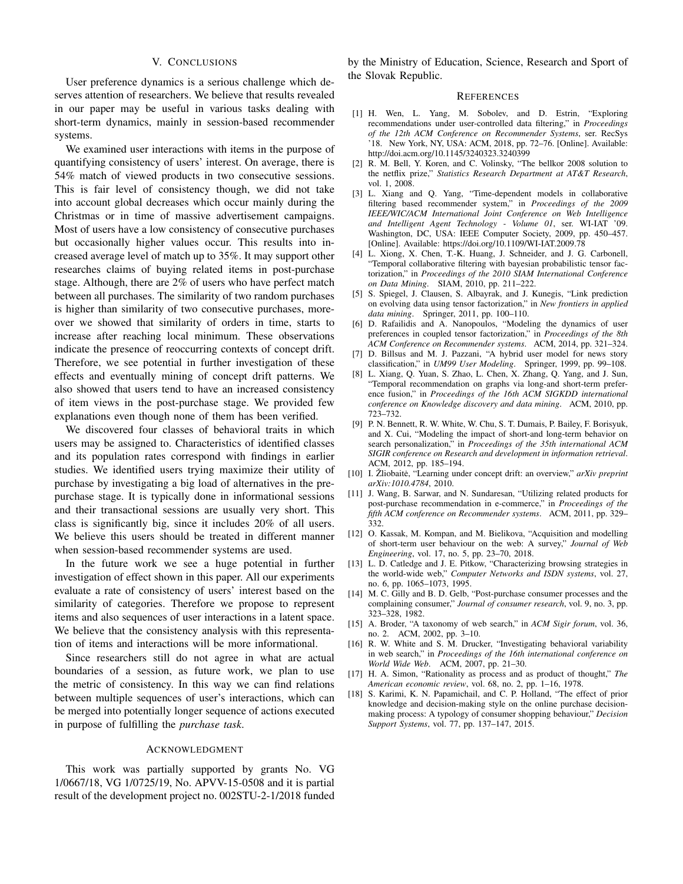## V. Conclusions

User preference dynamics is a serious challenge which deserves attention of researchers. We believe that results revealed in our paper may be useful in various tasks dealing with short-term dynamics, mainly in session-based recommender systems.

We examined user interactions with items in the purpose of quantifying consistency of users' interest. On average, there is 54% match of viewed products in two consecutive sessions. This is fair level of consistency though, we did not take into account global decreases which occur mainly during the Christmas or in time of massive advertisement campaigns. Most of users have a low consistency of consecutive purchases but occasionally higher values occur. This results into increased average level of match up to 35%. It may support other researches claims of buying related items in post-purchase stage. Although, there are 2% of users who have perfect match between all purchases. The similarity of two random purchases is higher than similarity of two consecutive purchases, moreover we showed that similarity of orders in time, starts to increase after reaching local minimum. These observations indicate the presence of reoccurring contexts of concept drift. Therefore, we see potential in further investigation of these effects and eventually mining of concept drift patterns. We also showed that users tend to have an increased consistency of item views in the post-purchase stage. We provided few explanations even though none of them has been verified.

We discovered four classes of behavioral traits in which users may be assigned to. Characteristics of identified classes and its population rates correspond with findings in earlier studies. We identified users trying maximize their utility of purchase by investigating a big load of alternatives in the pre-purchase stage. It is typically done in informational sessions and their transactional sessions are usually very short. This class is significantly big, since it includes 20% of all users. We believe this users should be treated in different manner when session-based recommender systems are used.

In the future work we see a huge potential in further investigation of effect shown in this paper. All our experiments evaluate a rate of consistency of users' interest based on the similarity of categories. Therefore we propose to represent items and also sequences of user interactions in a latent space. We believe that the consistency analysis with this representation of items and interactions will be more informational.

Since researchers still do not agree in what are actual boundaries of a session, as future work, we plan to use the metric of consistency. In this way we can find relations between multiple sequences of user's interactions, which can be merged into potentially longer sequence of actions executed in purpose of fulfilling the *purchase task*.

## Acknowledgment

This work was partially supported by grants No. VG 1/0667/18, VG 1/0725/19, No. APVV-15-0508 and it is partial result of the development project no. 002STU-2-1/2018 funded by the Ministry of Education, Science, Research and Sport of the Slovak Republic.

## References

[1] H. Wen, L. Yang, M. Sobolev, and D. Estrin, "Exploring recommendations under user-controlled data filtering," in *Proceedings of the 12th ACM Conference on Recommender Systems*, ser. RecSys '18. New York, NY, USA: ACM, 2018, pp. 72–76. [Online]. Available: http://doi.acm.org/10.1145/3240323.3240399

[2] R. M. Bell, Y. Koren, and C. Volinsky, "The bellkor 2008 solution to the netflix prize," *Statistics Research Department at AT&T Research*, vol. 1, 2008.

[3] L. Xiang and Q. Yang, "Time-dependent models in collaborative filtering based recommender system," in *Proceedings of the 2009 IEEE/WIC/ACM International Joint Conference on Web Intelligence and Intelligent Agent Technology - Volume 01*, ser. WI-IAT '09. Washington, DC, USA: IEEE Computer Society, 2009, pp. 450–457. [Online]. Available: https://doi.org/10.1109/WI-IAT.2009.78

[4] L. Xiong, X. Chen, T.-K. Huang, J. Schneider, and J. G. Carbonell, "Temporal collaborative filtering with bayesian probabilistic tensor factorization," in *Proceedings of the 2010 SIAM International Conference on Data Mining*. SIAM, 2010, pp. 211–222.

[5] S. Spiegel, J. Clausen, S. Albayrak, and J. Kunegis, "Link prediction on evolving data using tensor factorization," in *New frontiers in applied data mining*. Springer, 2011, pp. 100–110.

[6] D. Rafailidis and A. Nanopoulos, "Modeling the dynamics of user preferences in coupled tensor factorization," in *Proceedings of the 8th ACM Conference on Recommender systems*. ACM, 2014, pp. 321–324.

[7] D. Billsus and M. J. Pazzani, "A hybrid user model for news story classification," in *UM99 User Modeling*. Springer, 1999, pp. 99–108.

[8] L. Xiang, Q. Yuan, S. Zhao, L. Chen, X. Zhang, Q. Yang, and J. Sun, "Temporal recommendation on graphs via long-and short-term preference fusion," in *Proceedings of the 16th ACM SIGKDD international conference on Knowledge discovery and data mining*. ACM, 2010, pp. 723–732.

[9] P. N. Bennett, R. W. White, W. Chu, S. T. Dumais, P. Bailey, F. Borisyuk, and X. Cui, "Modeling the impact of short-and long-term behavior on search personalization," in *Proceedings of the 35th international ACM SIGIR conference on Research and development in information retrieval*. ACM, 2012, pp. 185–194.

[10] I. Žliobaitė, "Learning under concept drift: an overview," *arXiv preprint arXiv:1010.4784*, 2010.

[11] J. Wang, B. Sarwar, and N. Sundaresan, "Utilizing related products for post-purchase recommendation in e-commerce," in *Proceedings of the fifth ACM conference on Recommender systems*. ACM, 2011, pp. 329–332.

[12] O. Kassak, M. Kompan, and M. Bielikova, "Acquisition and modelling of short-term user behaviour on the web: A survey," *Journal of Web Engineering*, vol. 17, no. 5, pp. 23–70, 2018.

[13] L. D. Catledge and J. E. Pitkow, "Characterizing browsing strategies in the world-wide web," *Computer Networks and ISDN systems*, vol. 27, no. 6, pp. 1065–1073, 1995.

[14] M. C. Gilly and B. D. Gelb, "Post-purchase consumer processes and the complaining consumer," *Journal of consumer research*, vol. 9, no. 3, pp. 323–328, 1982.

[15] A. Broder, "A taxonomy of web search," in *ACM Sigir forum*, vol. 36, no. 2. ACM, 2002, pp. 3–10.

[16] R. W. White and S. M. Drucker, "Investigating behavioral variability in web search," in *Proceedings of the 16th international conference on World Wide Web*. ACM, 2007, pp. 21–30.

[17] H. A. Simon, "Rationality as process and as product of thought," *The American economic review*, vol. 68, no. 2, pp. 1–16, 1978.

[18] S. Karimi, K. N. Papamichail, and C. P. Holland, "The effect of prior knowledge and decision-making style on the online purchase decision-making process: A typology of consumer shopping behaviour," *Decision Support Systems*, vol. 77, pp. 137–147, 2015.